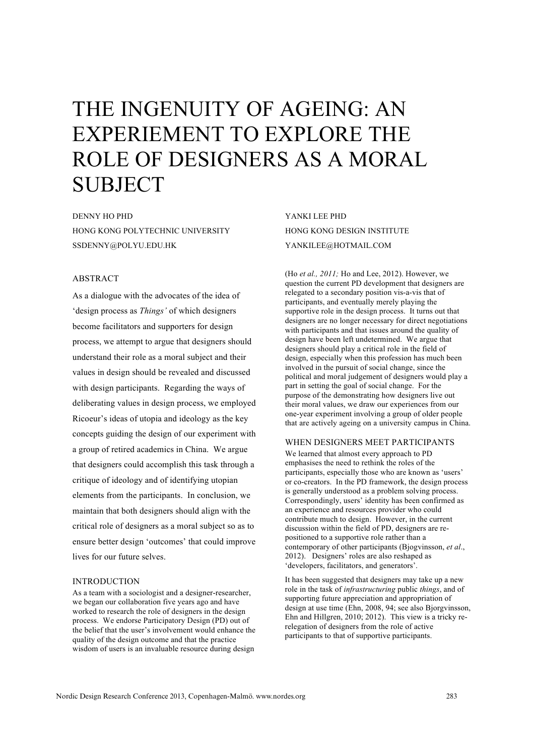# THE INGENUITY OF AGEING: AN EXPERIEMENT TO EXPLORE THE ROLE OF DESIGNERS AS A MORAL SUBJECT

DENNY HO PHD
HONG KONG POLYTECHNIC UNIVERSITY
SSDENNY@POLYU.EDU.HK

YANKI LEE PHD
HONG KONG DESIGN INSTITUTE
YANKILEE@HOTMAIL.COM

## ABSTRACT

As a dialogue with the advocates of the idea of 'design process as *Things'* of which designers become facilitators and supporters for design process, we attempt to argue that designers should understand their role as a moral subject and their values in design should be revealed and discussed with design participants. Regarding the ways of deliberating values in design process, we employed Ricoeur's ideas of utopia and ideology as the key concepts guiding the design of our experiment with a group of retired academics in China. We argue that designers could accomplish this task through a critique of ideology and of identifying utopian elements from the participants. In conclusion, we maintain that both designers should align with the critical role of designers as a moral subject so as to ensure better design 'outcomes' that could improve lives for our future selves.

## INTRODUCTION

As a team with a sociologist and a designer-researcher, we began our collaboration five years ago and have worked to research the role of designers in the design process. We endorse Participatory Design (PD) out of the belief that the user's involvement would enhance the quality of the design outcome and that the practice wisdom of users is an invaluable resource during design (Ho *et al., 2011;* Ho and Lee, 2012). However, we question the current PD development that designers are relegated to a secondary position vis-a-vis that of participants, and eventually merely playing the supportive role in the design process. It turns out that designers are no longer necessary for direct negotiations with participants and that issues around the quality of design have been left undetermined. We argue that designers should play a critical role in the field of design, especially when this profession has much been involved in the pursuit of social change, since the political and moral judgement of designers would play a part in setting the goal of social change. For the purpose of the demonstrating how designers live out their moral values, we draw our experiences from our one-year experiment involving a group of older people that are actively ageing on a university campus in China.

## WHEN DESIGNERS MEET PARTICIPANTS

We learned that almost every approach to PD emphasises the need to rethink the roles of the participants, especially those who are known as 'users' or co-creators. In the PD framework, the design process is generally understood as a problem solving process. Correspondingly, users' identity has been confirmed as an experience and resources provider who could contribute much to design. However, in the current discussion within the field of PD, designers are re-positioned to a supportive role rather than a contemporary of other participants (Bjogvinsson, *et al*., 2012). Designers' roles are also reshaped as 'developers, facilitators, and generators'.

It has been suggested that designers may take up a new role in the task of *infrastructuring* public *things*, and of supporting future appreciation and appropriation of design at use time (Ehn, 2008, 94; see also Bjorgvinsson, Ehn and Hillgren, 2010; 2012). This view is a tricky re-relegation of designers from the role of active participants to that of supportive participants.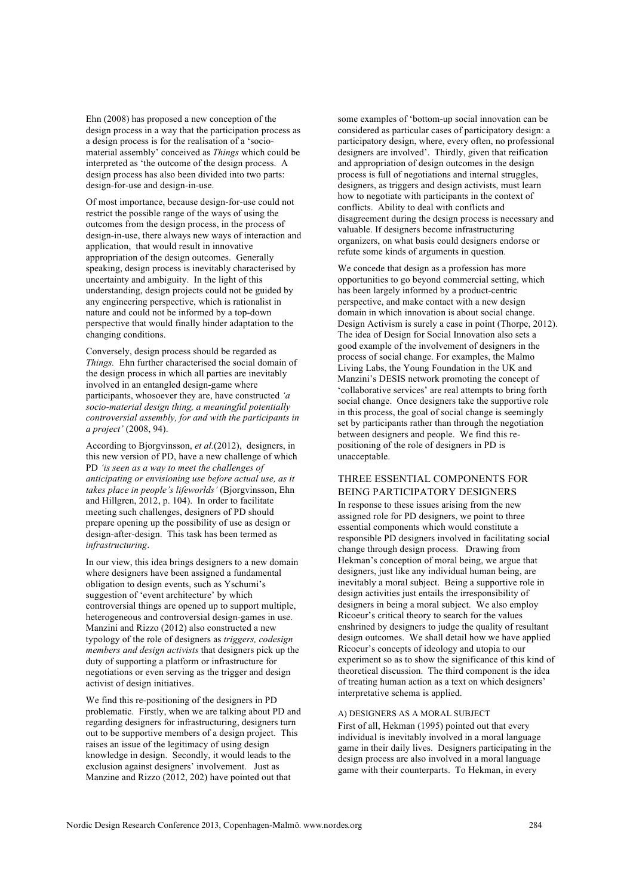Ehn (2008) has proposed a new conception of the design process in a way that the participation process as a design process is for the realisation of a 'socio-material assembly' conceived as *Things* which could be interpreted as 'the outcome of the design process. A design process has also been divided into two parts: design-for-use and design-in-use.

Of most importance, because design-for-use could not restrict the possible range of the ways of using the outcomes from the design process, in the process of design-in-use, there always new ways of interaction and application, that would result in innovative appropriation of the design outcomes. Generally speaking, design process is inevitably characterised by uncertainty and ambiguity. In the light of this understanding, design projects could not be guided by any engineering perspective, which is rationalist in nature and could not be informed by a top-down perspective that would finally hinder adaptation to the changing conditions.

Conversely, design process should be regarded as *Things.* Ehn further characterised the social domain of the design process in which all parties are inevitably involved in an entangled design-game where participants, whosoever they are, have constructed *'a socio-material design thing, a meaningful potentially controversial assembly, for and with the participants in a project'* (2008, 94).

According to Bjorgvinsson, *et al.*(2012), designers, in this new version of PD, have a new challenge of which PD *'is seen as a way to meet the challenges of anticipating or envisioning use before actual use, as it takes place in people's lifeworlds'* (Bjorgvinsson, Ehn and Hillgren, 2012, p. 104). In order to facilitate meeting such challenges, designers of PD should prepare opening up the possibility of use as design or design-after-design. This task has been termed as *infrastructuring*.

In our view, this idea brings designers to a new domain where designers have been assigned a fundamental obligation to design events, such as Yschumi's suggestion of 'event architecture' by which controversial things are opened up to support multiple, heterogeneous and controversial design-games in use. Manzini and Rizzo (2012) also constructed a new typology of the role of designers as *triggers, codesign members and design activists* that designers pick up the duty of supporting a platform or infrastructure for negotiations or even serving as the trigger and design activist of design initiatives.

We find this re-positioning of the designers in PD problematic. Firstly, when we are talking about PD and regarding designers for infrastructuring, designers turn out to be supportive members of a design project. This raises an issue of the legitimacy of using design knowledge in design. Secondly, it would leads to the exclusion against designers' involvement. Just as Manzine and Rizzo (2012, 202) have pointed out that some examples of 'bottom-up social innovation can be considered as particular cases of participatory design: a participatory design, where, every often, no professional designers are involved'. Thirdly, given that reification and appropriation of design outcomes in the design process is full of negotiations and internal struggles, designers, as triggers and design activists, must learn how to negotiate with participants in the context of conflicts. Ability to deal with conflicts and disagreement during the design process is necessary and valuable. If designers become infrastructuring organizers, on what basis could designers endorse or refute some kinds of arguments in question.

We concede that design as a profession has more opportunities to go beyond commercial setting, which has been largely informed by a product-centric perspective, and make contact with a new design domain in which innovation is about social change. Design Activism is surely a case in point (Thorpe, 2012). The idea of Design for Social Innovation also sets a good example of the involvement of designers in the process of social change. For examples, the Malmo Living Labs, the Young Foundation in the UK and Manzini's DESIS network promoting the concept of 'collaborative services' are real attempts to bring forth social change. Once designers take the supportive role in this process, the goal of social change is seemingly set by participants rather than through the negotiation between designers and people. We find this re-positioning of the role of designers in PD is unacceptable.

## THREE ESSENTIAL COMPONENTS FOR BEING PARTICIPATORY DESIGNERS

In response to these issues arising from the new assigned role for PD designers, we point to three essential components which would constitute a responsible PD designers involved in facilitating social change through design process. Drawing from Hekman's conception of moral being, we argue that designers, just like any individual human being, are inevitably a moral subject. Being a supportive role in design activities just entails the irresponsibility of designers in being a moral subject. We also employ Ricoeur's critical theory to search for the values enshrined by designers to judge the quality of resultant design outcomes. We shall detail how we have applied Ricoeur's concepts of ideology and utopia to our experiment so as to show the significance of this kind of theoretical discussion. The third component is the idea of treating human action as a text on which designers' interpretative schema is applied.

### A) DESIGNERS AS A MORAL SUBJECT

First of all, Hekman (1995) pointed out that every individual is inevitably involved in a moral language game in their daily lives. Designers participating in the design process are also involved in a moral language game with their counterparts. To Hekman, in every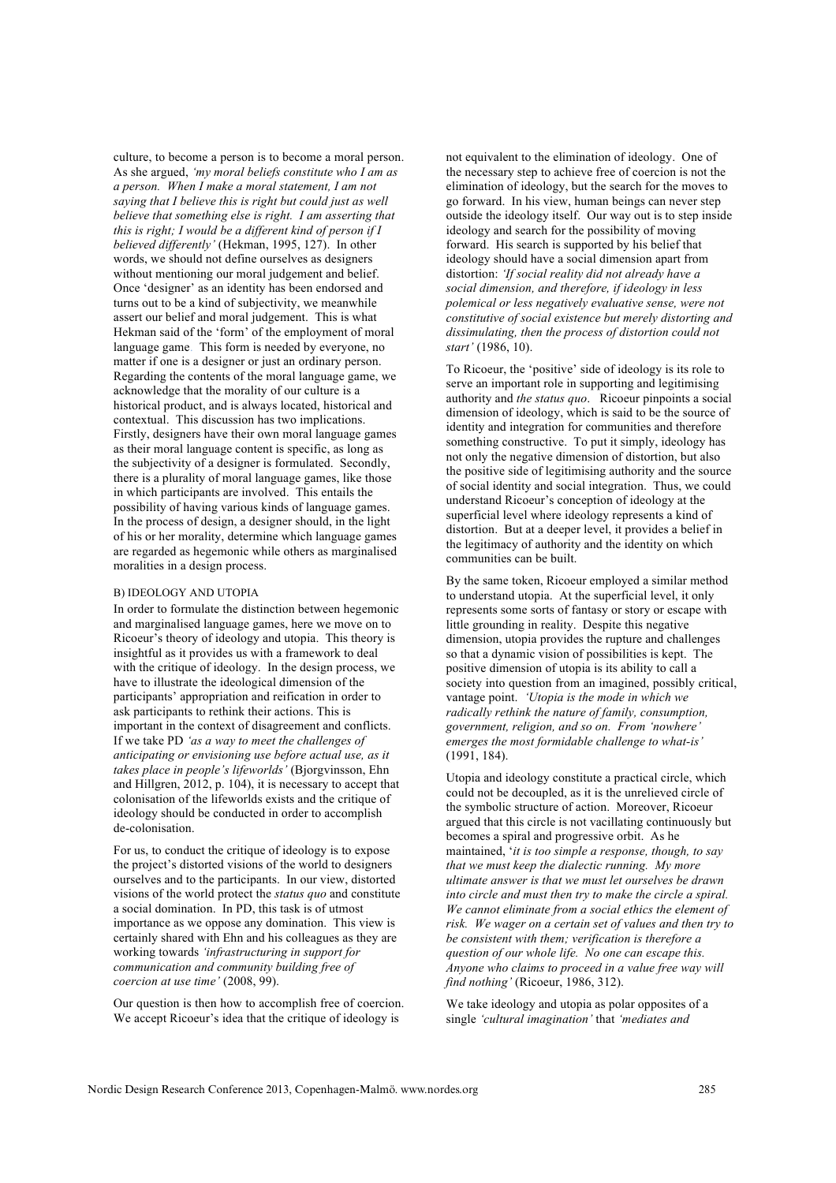culture, to become a person is to become a moral person. As she argued, *'my moral beliefs constitute who I am as a person. When I make a moral statement, I am not saying that I believe this is right but could just as well believe that something else is right. I am asserting that this is right; I would be a different kind of person if I believed differently'* (Hekman, 1995, 127). In other words, we should not define ourselves as designers without mentioning our moral judgement and belief. Once 'designer' as an identity has been endorsed and turns out to be a kind of subjectivity, we meanwhile assert our belief and moral judgement. This is what Hekman said of the 'form' of the employment of moral language game. This form is needed by everyone, no matter if one is a designer or just an ordinary person. Regarding the contents of the moral language game, we acknowledge that the morality of our culture is a historical product, and is always located, historical and contextual. This discussion has two implications. Firstly, designers have their own moral language games as their moral language content is specific, as long as the subjectivity of a designer is formulated. Secondly, there is a plurality of moral language games, like those in which participants are involved. This entails the possibility of having various kinds of language games. In the process of design, a designer should, in the light of his or her morality, determine which language games are regarded as hegemonic while others as marginalised moralities in a design process.

### B) IDEOLOGY AND UTOPIA

In order to formulate the distinction between hegemonic and marginalised language games, here we move on to Ricoeur's theory of ideology and utopia. This theory is insightful as it provides us with a framework to deal with the critique of ideology. In the design process, we have to illustrate the ideological dimension of the participants' appropriation and reification in order to ask participants to rethink their actions. This is important in the context of disagreement and conflicts. If we take PD *'as a way to meet the challenges of anticipating or envisioning use before actual use, as it takes place in people's lifeworlds'* (Bjorgvinsson, Ehn and Hillgren, 2012, p. 104), it is necessary to accept that colonisation of the lifeworlds exists and the critique of ideology should be conducted in order to accomplish de-colonisation.

For us, to conduct the critique of ideology is to expose the project's distorted visions of the world to designers ourselves and to the participants. In our view, distorted visions of the world protect the *status quo* and constitute a social domination. In PD, this task is of utmost importance as we oppose any domination. This view is certainly shared with Ehn and his colleagues as they are working towards *'infrastructuring in support for communication and community building free of coercion at use time'* (2008, 99).

Our question is then how to accomplish free of coercion. We accept Ricoeur's idea that the critique of ideology is not equivalent to the elimination of ideology. One of the necessary step to achieve free of coercion is not the elimination of ideology, but the search for the moves to go forward. In his view, human beings can never step outside the ideology itself. Our way out is to step inside ideology and search for the possibility of moving forward. His search is supported by his belief that ideology should have a social dimension apart from distortion: *'If social reality did not already have a social dimension, and therefore, if ideology in less polemical or less negatively evaluative sense, were not constitutive of social existence but merely distorting and dissimulating, then the process of distortion could not start'* (1986, 10).

To Ricoeur, the 'positive' side of ideology is its role to serve an important role in supporting and legitimising authority and *the status quo*. Ricoeur pinpoints a social dimension of ideology, which is said to be the source of identity and integration for communities and therefore something constructive. To put it simply, ideology has not only the negative dimension of distortion, but also the positive side of legitimising authority and the source of social identity and social integration. Thus, we could understand Ricoeur's conception of ideology at the superficial level where ideology represents a kind of distortion. But at a deeper level, it provides a belief in the legitimacy of authority and the identity on which communities can be built.

By the same token, Ricoeur employed a similar method to understand utopia. At the superficial level, it only represents some sorts of fantasy or story or escape with little grounding in reality. Despite this negative dimension, utopia provides the rupture and challenges so that a dynamic vision of possibilities is kept. The positive dimension of utopia is its ability to call a society into question from an imagined, possibly critical, vantage point. *'Utopia is the mode in which we radically rethink the nature of family, consumption, government, religion, and so on. From 'nowhere' emerges the most formidable challenge to what-is'* (1991, 184).

Utopia and ideology constitute a practical circle, which could not be decoupled, as it is the unrelieved circle of the symbolic structure of action. Moreover, Ricoeur argued that this circle is not vacillating continuously but becomes a spiral and progressive orbit. As he maintained, '*it is too simple a response, though, to say that we must keep the dialectic running. My more ultimate answer is that we must let ourselves be drawn into circle and must then try to make the circle a spiral. We cannot eliminate from a social ethics the element of risk. We wager on a certain set of values and then try to be consistent with them; verification is therefore a question of our whole life. No one can escape this. Anyone who claims to proceed in a value free way will find nothing'* (Ricoeur, 1986, 312).

We take ideology and utopia as polar opposites of a single *'cultural imagination'* that *'mediates and*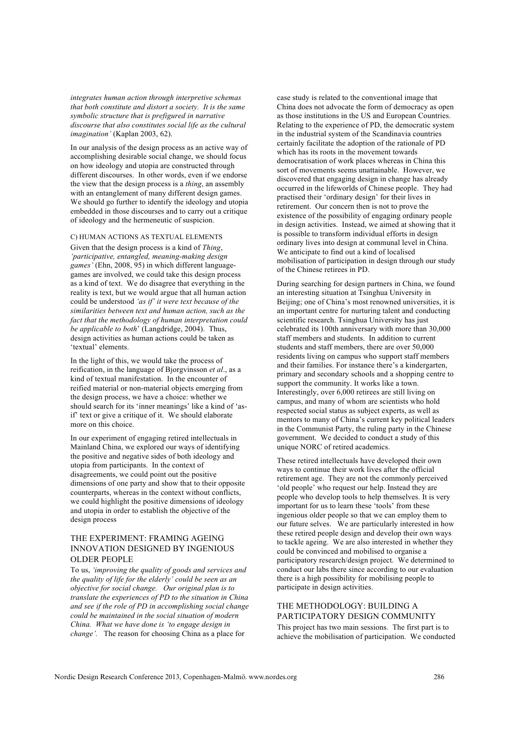*integrates human action through interpretive schemas that both constitute and distort a society. It is the same symbolic structure that is prefigured in narrative discourse that also constitutes social life as the cultural imagination'* (Kaplan 2003, 62).

In our analysis of the design process as an active way of accomplishing desirable social change, we should focus on how ideology and utopia are constructed through different discourses. In other words, even if we endorse the view that the design process is a *thing*, an assembly with an entanglement of many different design games. We should go further to identify the ideology and utopia embedded in those discourses and to carry out a critique of ideology and the hermeneutic of suspicion.

#### C) HUMAN ACTIONS AS TEXTUAL ELEMENTS

Given that the design process is a kind of *Thing*, *'participative, entangled, meaning-making design games'* (Ehn, 2008, 95) in which different language-games are involved, we could take this design process as a kind of text. We do disagree that everything in the reality is text, but we would argue that all human action could be understood *'as if' it were text because of the similarities between text and human action, such as the fact that the methodology of human interpretation could be applicable to both*' (Langdridge, 2004). Thus, design activities as human actions could be taken as 'textual' elements.

In the light of this, we would take the process of reification, in the language of Bjorgvinsson *et al*., as a kind of textual manifestation. In the encounter of reified material or non-material objects emerging from the design process, we have a choice: whether we should search for its 'inner meanings' like a kind of 'as-if' text or give a critique of it. We should elaborate more on this choice.

In our experiment of engaging retired intellectuals in Mainland China, we explored our ways of identifying the positive and negative sides of both ideology and utopia from participants. In the context of disagreements, we could point out the positive dimensions of one party and show that to their opposite counterparts, whereas in the context without conflicts, we could highlight the positive dimensions of ideology and utopia in order to establish the objective of the design process

## THE EXPERIMENT: FRAMING AGEING INNOVATION DESIGNED BY INGENIOUS OLDER PEOPLE

To us, *'improving the quality of goods and services and the quality of life for the elderly' could be seen as an objective for social change. Our original plan is to translate the experiences of PD to the situation in China and see if the role of PD in accomplishing social change could be maintained in the social situation of modern China. What we have done is 'to engage design in change'.* The reason for choosing China as a place for case study is related to the conventional image that China does not advocate the form of democracy as open as those institutions in the US and European Countries. Relating to the experience of PD, the democratic system in the industrial system of the Scandinavia countries certainly facilitate the adoption of the rationale of PD which has its roots in the movement towards democratisation of work places whereas in China this sort of movements seems unattainable. However, we discovered that engaging design in change has already occurred in the lifeworlds of Chinese people. They had practised their 'ordinary design' for their lives in retirement. Our concern then is not to prove the existence of the possibility of engaging ordinary people in design activities. Instead, we aimed at showing that it is possible to transform individual efforts in design ordinary lives into design at communal level in China. We anticipate to find out a kind of localised mobilisation of participation in design through our study of the Chinese retirees in PD.

During searching for design partners in China, we found an interesting situation at Tsinghua University in Beijing; one of China's most renowned universities, it is an important centre for nurturing talent and conducting scientific research. Tsinghua University has just celebrated its 100th anniversary with more than 30,000 staff members and students. In addition to current students and staff members, there are over 50,000 residents living on campus who support staff members and their families. For instance there's a kindergarten, primary and secondary schools and a shopping centre to support the community. It works like a town. Interestingly, over 6,000 retirees are still living on campus, and many of whom are scientists who hold respected social status as subject experts, as well as mentors to many of China's current key political leaders in the Communist Party, the ruling party in the Chinese government. We decided to conduct a study of this unique NORC of retired academics.

These retired intellectuals have developed their own ways to continue their work lives after the official retirement age. They are not the commonly perceived 'old people' who request our help. Instead they are people who develop tools to help themselves. It is very important for us to learn these 'tools' from these ingenious older people so that we can employ them to our future selves. We are particularly interested in how these retired people design and develop their own ways to tackle ageing. We are also interested in whether they could be convinced and mobilised to organise a participatory research/design project. We determined to conduct our labs there since according to our evaluation there is a high possibility for mobilising people to participate in design activities.

## THE METHODOLOGY: BUILDING A PARTICIPATORY DESIGN COMMUNITY

This project has two main sessions. The first part is to achieve the mobilisation of participation. We conducted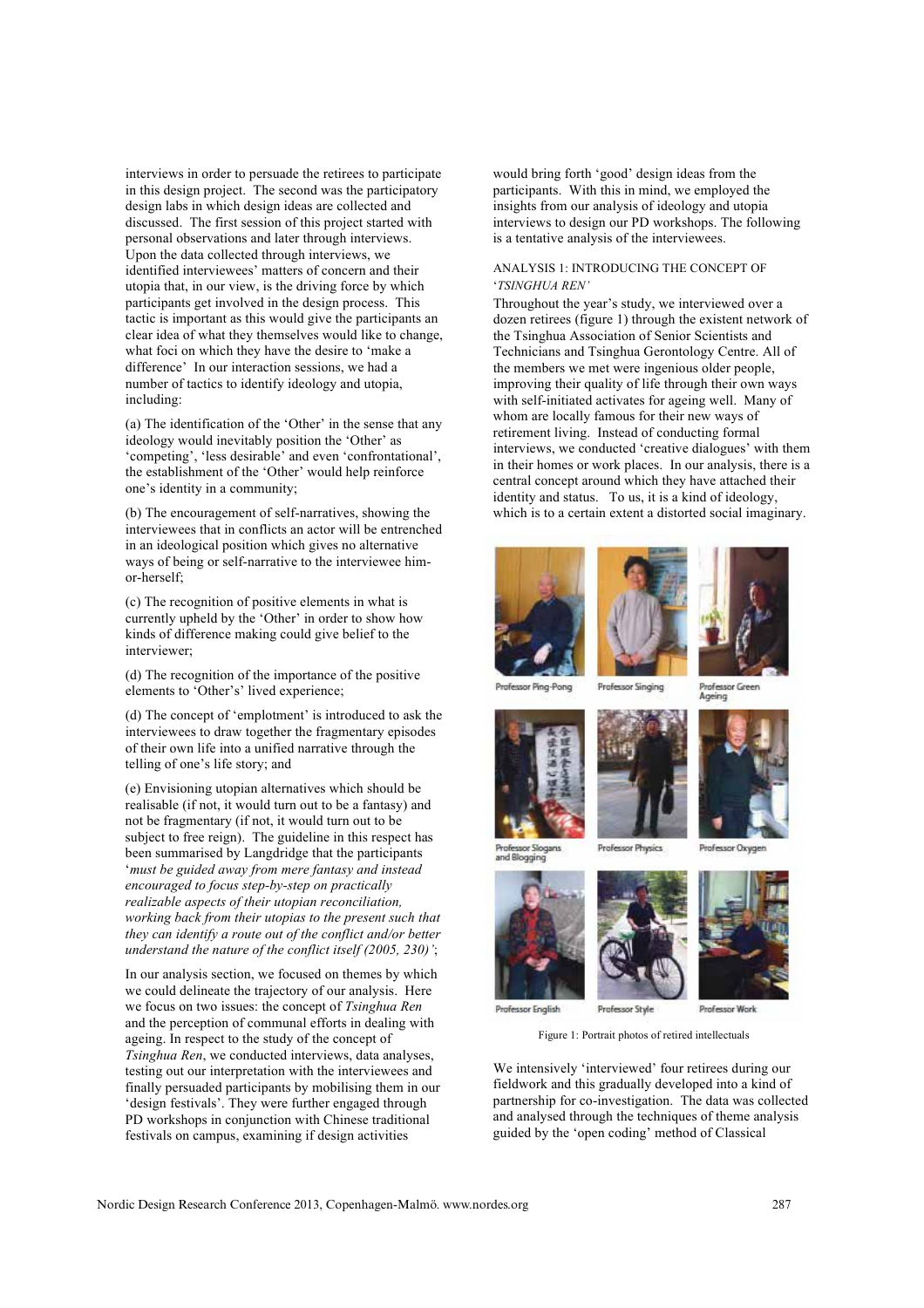interviews in order to persuade the retirees to participate in this design project. The second was the participatory design labs in which design ideas are collected and discussed. The first session of this project started with personal observations and later through interviews. Upon the data collected through interviews, we identified interviewees' matters of concern and their utopia that, in our view, is the driving force by which participants get involved in the design process. This tactic is important as this would give the participants an clear idea of what they themselves would like to change, what foci on which they have the desire to 'make a difference' In our interaction sessions, we had a number of tactics to identify ideology and utopia, including:

(a) The identification of the 'Other' in the sense that any ideology would inevitably position the 'Other' as 'competing', 'less desirable' and even 'confrontational', the establishment of the 'Other' would help reinforce one's identity in a community;

(b) The encouragement of self-narratives, showing the interviewees that in conflicts an actor will be entrenched in an ideological position which gives no alternative ways of being or self-narrative to the interviewee him-or-herself;

(c) The recognition of positive elements in what is currently upheld by the 'Other' in order to show how kinds of difference making could give belief to the interviewer;

(d) The recognition of the importance of the positive elements to 'Other's' lived experience;

(d) The concept of 'emplotment' is introduced to ask the interviewees to draw together the fragmentary episodes of their own life into a unified narrative through the telling of one's life story; and

(e) Envisioning utopian alternatives which should be realisable (if not, it would turn out to be a fantasy) and not be fragmentary (if not, it would turn out to be subject to free reign). The guideline in this respect has been summarised by Langdridge that the participants '*must be guided away from mere fantasy and instead encouraged to focus step-by-step on practically realizable aspects of their utopian reconciliation, working back from their utopias to the present such that they can identify a route out of the conflict and/or better understand the nature of the conflict itself (2005, 230)'*;

In our analysis section, we focused on themes by which we could delineate the trajectory of our analysis. Here we focus on two issues: the concept of *Tsinghua Ren* and the perception of communal efforts in dealing with ageing. In respect to the study of the concept of *Tsinghua Ren*, we conducted interviews, data analyses, testing out our interpretation with the interviewees and finally persuaded participants by mobilising them in our 'design festivals'. They were further engaged through PD workshops in conjunction with Chinese traditional festivals on campus, examining if design activities would bring forth 'good' design ideas from the participants. With this in mind, we employed the insights from our analysis of ideology and utopia interviews to design our PD workshops. The following is a tentative analysis of the interviewees.

### ANALYSIS 1: INTRODUCING THE CONCEPT OF '*TSINGHUA REN'*

Throughout the year's study, we interviewed over a dozen retirees (figure 1) through the existent network of the Tsinghua Association of Senior Scientists and Technicians and Tsinghua Gerontology Centre. All of the members we met were ingenious older people, improving their quality of life through their own ways with self-initiated activates for ageing well. Many of whom are locally famous for their new ways of retirement living. Instead of conducting formal interviews, we conducted 'creative dialogues' with them in their homes or work places. In our analysis, there is a central concept around which they have attached their identity and status. To us, it is a kind of ideology, which is to a certain extent a distorted social imaginary.

Professor Ping-Pong | Professor Singing | Professor Green Ageing
Professor Slogans and Blogging | Professor Physics | Professor Oxygen
Professor English | Professor Style | Professor Work

Figure 1: Portrait photos of retired intellectuals

We intensively 'interviewed' four retirees during our fieldwork and this gradually developed into a kind of partnership for co-investigation. The data was collected and analysed through the techniques of theme analysis guided by the 'open coding' method of Classical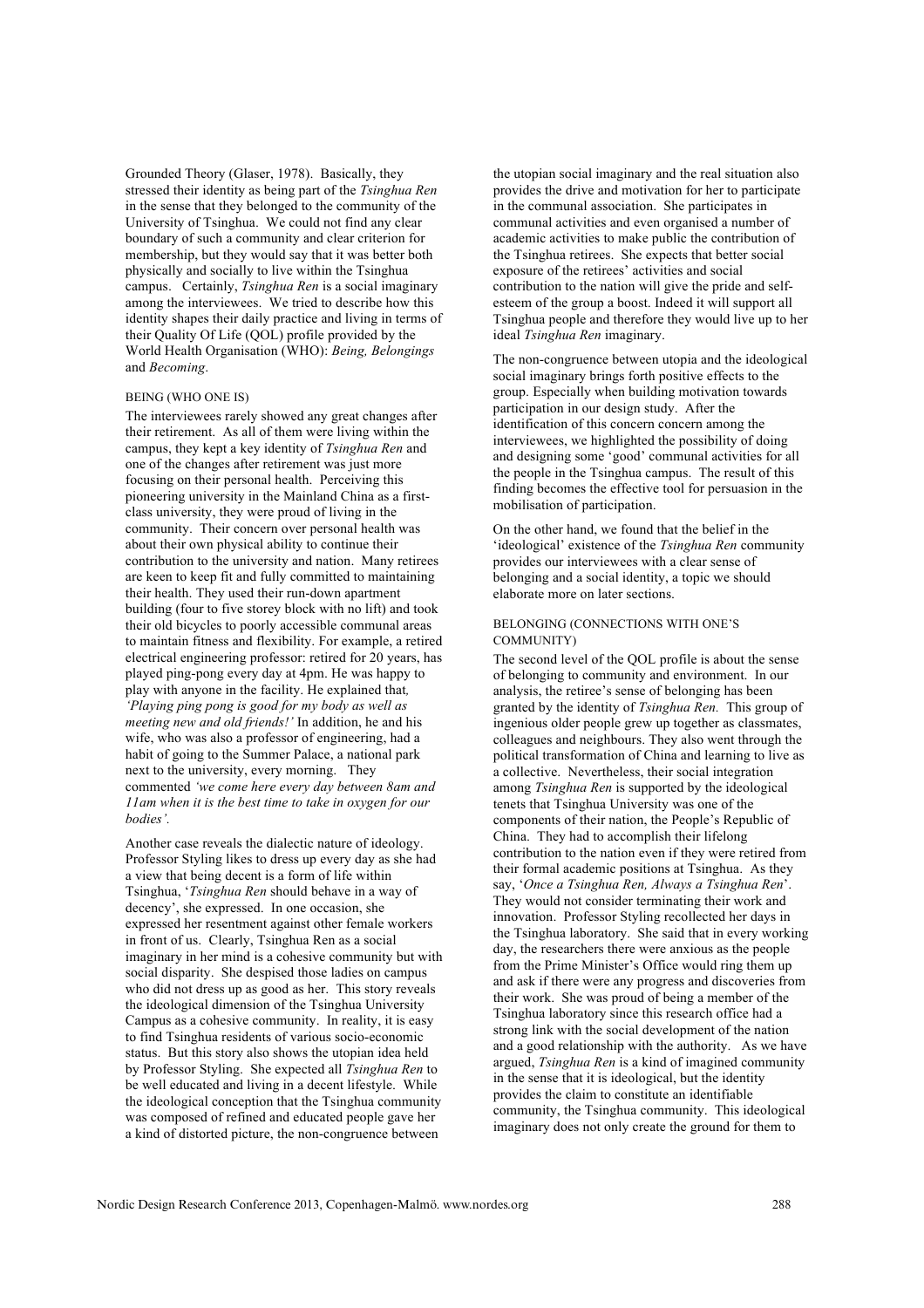Grounded Theory (Glaser, 1978). Basically, they stressed their identity as being part of the *Tsinghua Ren* in the sense that they belonged to the community of the University of Tsinghua. We could not find any clear boundary of such a community and clear criterion for membership, but they would say that it was better both physically and socially to live within the Tsinghua campus. Certainly, *Tsinghua Ren* is a social imaginary among the interviewees. We tried to describe how this identity shapes their daily practice and living in terms of their Quality Of Life (QOL) profile provided by the World Health Organisation (WHO): *Being, Belongings* and *Becoming*.

### BEING (WHO ONE IS)

The interviewees rarely showed any great changes after their retirement. As all of them were living within the campus, they kept a key identity of *Tsinghua Ren* and one of the changes after retirement was just more focusing on their personal health. Perceiving this pioneering university in the Mainland China as a first-class university, they were proud of living in the community. Their concern over personal health was about their own physical ability to continue their contribution to the university and nation. Many retirees are keen to keep fit and fully committed to maintaining their health. They used their run-down apartment building (four to five storey block with no lift) and took their old bicycles to poorly accessible communal areas to maintain fitness and flexibility. For example, a retired electrical engineering professor: retired for 20 years, has played ping-pong every day at 4pm. He was happy to play with anyone in the facility. He explained that*, 'Playing ping pong is good for my body as well as meeting new and old friends!'* In addition, he and his wife, who was also a professor of engineering, had a habit of going to the Summer Palace, a national park next to the university, every morning. They commented *'we come here every day between 8am and 11am when it is the best time to take in oxygen for our bodies'.*

Another case reveals the dialectic nature of ideology. Professor Styling likes to dress up every day as she had a view that being decent is a form of life within Tsinghua, '*Tsinghua Ren* should behave in a way of decency', she expressed. In one occasion, she expressed her resentment against other female workers in front of us. Clearly, Tsinghua Ren as a social imaginary in her mind is a cohesive community but with social disparity. She despised those ladies on campus who did not dress up as good as her. This story reveals the ideological dimension of the Tsinghua University Campus as a cohesive community. In reality, it is easy to find Tsinghua residents of various socio-economic status. But this story also shows the utopian idea held by Professor Styling. She expected all *Tsinghua Ren* to be well educated and living in a decent lifestyle. While the ideological conception that the Tsinghua community was composed of refined and educated people gave her a kind of distorted picture, the non-congruence between the utopian social imaginary and the real situation also provides the drive and motivation for her to participate in the communal association. She participates in communal activities and even organised a number of academic activities to make public the contribution of the Tsinghua retirees. She expects that better social exposure of the retirees' activities and social contribution to the nation will give the pride and self-esteem of the group a boost. Indeed it will support all Tsinghua people and therefore they would live up to her ideal *Tsinghua Ren* imaginary.

The non-congruence between utopia and the ideological social imaginary brings forth positive effects to the group. Especially when building motivation towards participation in our design study. After the identification of this concern concern among the interviewees, we highlighted the possibility of doing and designing some 'good' communal activities for all the people in the Tsinghua campus. The result of this finding becomes the effective tool for persuasion in the mobilisation of participation.

On the other hand, we found that the belief in the 'ideological' existence of the *Tsinghua Ren* community provides our interviewees with a clear sense of belonging and a social identity, a topic we should elaborate more on later sections.

### BELONGING (CONNECTIONS WITH ONE'S COMMUNITY)

The second level of the QOL profile is about the sense of belonging to community and environment. In our analysis, the retiree's sense of belonging has been granted by the identity of *Tsinghua Ren.* This group of ingenious older people grew up together as classmates, colleagues and neighbours. They also went through the political transformation of China and learning to live as a collective. Nevertheless, their social integration among *Tsinghua Ren* is supported by the ideological tenets that Tsinghua University was one of the components of their nation, the People's Republic of China. They had to accomplish their lifelong contribution to the nation even if they were retired from their formal academic positions at Tsinghua. As they say, '*Once a Tsinghua Ren, Always a Tsinghua Ren*'. They would not consider terminating their work and innovation. Professor Styling recollected her days in the Tsinghua laboratory. She said that in every working day, the researchers there were anxious as the people from the Prime Minister's Office would ring them up and ask if there were any progress and discoveries from their work. She was proud of being a member of the Tsinghua laboratory since this research office had a strong link with the social development of the nation and a good relationship with the authority. As we have argued, *Tsinghua Ren* is a kind of imagined community in the sense that it is ideological, but the identity provides the claim to constitute an identifiable community, the Tsinghua community. This ideological imaginary does not only create the ground for them to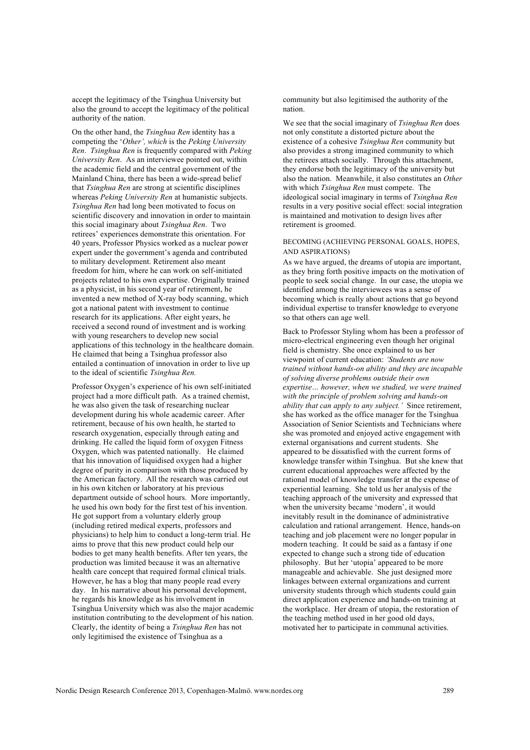accept the legitimacy of the Tsinghua University but also the ground to accept the legitimacy of the political authority of the nation.

On the other hand, the *Tsinghua Ren* identity has a competing the '*Other', which* is the *Peking University Ren*. *Tsinghua Ren* is frequently compared with *Peking University Ren*. As an interviewee pointed out, within the academic field and the central government of the Mainland China, there has been a wide-spread belief that *Tsinghua Ren* are strong at scientific disciplines whereas *Peking University Ren* at humanistic subjects. *Tsinghua Ren* had long been motivated to focus on scientific discovery and innovation in order to maintain this social imaginary about *Tsinghua Ren*. Two retirees' experiences demonstrate this orientation. For 40 years, Professor Physics worked as a nuclear power expert under the government's agenda and contributed to military development. Retirement also meant freedom for him, where he can work on self-initiated projects related to his own expertise. Originally trained as a physicist, in his second year of retirement, he invented a new method of X-ray body scanning, which got a national patent with investment to continue research for its applications. After eight years, he received a second round of investment and is working with young researchers to develop new social applications of this technology in the healthcare domain. He claimed that being a Tsinghua professor also entailed a continuation of innovation in order to live up to the ideal of scientific *Tsinghua Ren.*

Professor Oxygen's experience of his own self-initiated project had a more difficult path. As a trained chemist, he was also given the task of researching nuclear development during his whole academic career. After retirement, because of his own health, he started to research oxygenation, especially through eating and drinking. He called the liquid form of oxygen Fitness Oxygen, which was patented nationally. He claimed that his innovation of liquidised oxygen had a higher degree of purity in comparison with those produced by the American factory. All the research was carried out in his own kitchen or laboratory at his previous department outside of school hours. More importantly, he used his own body for the first test of his invention. He got support from a voluntary elderly group (including retired medical experts, professors and physicians) to help him to conduct a long-term trial. He aims to prove that this new product could help our bodies to get many health benefits. After ten years, the production was limited because it was an alternative health care concept that required formal clinical trials. However, he has a blog that many people read every day. In his narrative about his personal development, he regards his knowledge as his involvement in Tsinghua University which was also the major academic institution contributing to the development of his nation. Clearly, the identity of being a *Tsinghua Ren* has not only legitimised the existence of Tsinghua as a community but also legitimised the authority of the nation.

We see that the social imaginary of *Tsinghua Ren* does not only constitute a distorted picture about the existence of a cohesive *Tsinghua Ren* community but also provides a strong imagined community to which the retirees attach socially. Through this attachment, they endorse both the legitimacy of the university but also the nation. Meanwhile, it also constitutes an *Other* with which *Tsinghua Ren* must compete. The ideological social imaginary in terms of *Tsinghua Ren* results in a very positive social effect: social integration is maintained and motivation to design lives after retirement is groomed.

### BECOMING (ACHIEVING PERSONAL GOALS, HOPES, AND ASPIRATIONS)

As we have argued, the dreams of utopia are important, as they bring forth positive impacts on the motivation of people to seek social change. In our case, the utopia we identified among the interviewees was a sense of becoming which is really about actions that go beyond individual expertise to transfer knowledge to everyone so that others can age well.

Back to Professor Styling whom has been a professor of micro-electrical engineering even though her original field is chemistry. She once explained to us her viewpoint of current education: *'Students are now trained without hands-on ability and they are incapable of solving diverse problems outside their own expertise… however, when we studied, we were trained with the principle of problem solving and hands-on ability that can apply to any subject.'* Since retirement, she has worked as the office manager for the Tsinghua Association of Senior Scientists and Technicians where she was promoted and enjoyed active engagement with external organisations and current students. She appeared to be dissatisfied with the current forms of knowledge transfer within Tsinghua. But she knew that current educational approaches were affected by the rational model of knowledge transfer at the expense of experiential learning. She told us her analysis of the teaching approach of the university and expressed that when the university became 'modern', it would inevitably result in the dominance of administrative calculation and rational arrangement. Hence, hands-on teaching and job placement were no longer popular in modern teaching. It could be said as a fantasy if one expected to change such a strong tide of education philosophy. But her 'utopia' appeared to be more manageable and achievable. She just designed more linkages between external organizations and current university students through which students could gain direct application experience and hands-on training at the workplace. Her dream of utopia, the restoration of the teaching method used in her good old days, motivated her to participate in communal activities.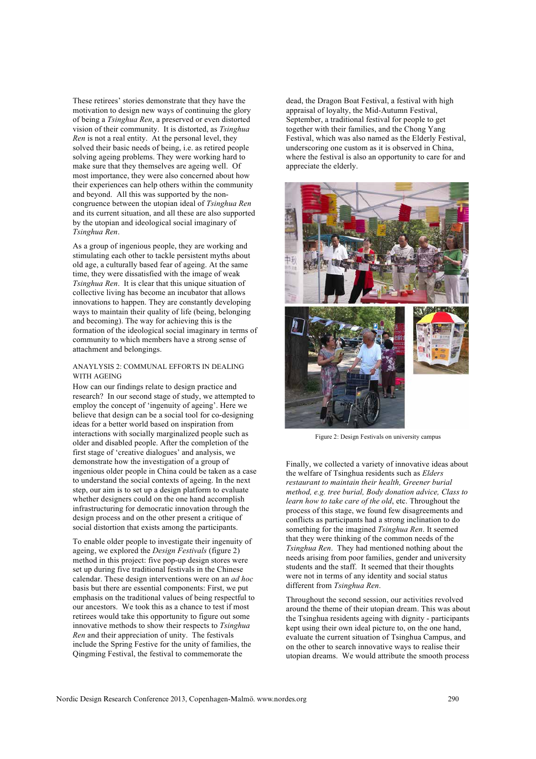These retirees' stories demonstrate that they have the motivation to design new ways of continuing the glory of being a *Tsinghua Ren*, a preserved or even distorted vision of their community. It is distorted, as *Tsinghua Ren* is not a real entity. At the personal level, they solved their basic needs of being, i.e. as retired people solving ageing problems. They were working hard to make sure that they themselves are ageing well. Of most importance, they were also concerned about how their experiences can help others within the community and beyond. All this was supported by the non-congruence between the utopian ideal of *Tsinghua Ren* and its current situation, and all these are also supported by the utopian and ideological social imaginary of *Tsinghua Ren*.

As a group of ingenious people, they are working and stimulating each other to tackle persistent myths about old age, a culturally based fear of ageing. At the same time, they were dissatisfied with the image of weak *Tsinghua Ren*. It is clear that this unique situation of collective living has become an incubator that allows innovations to happen. They are constantly developing ways to maintain their quality of life (being, belonging and becoming). The way for achieving this is the formation of the ideological social imaginary in terms of community to which members have a strong sense of attachment and belongings.

## ANAYLYSIS 2: COMMUNAL EFFORTS IN DEALING WITH AGEING

How can our findings relate to design practice and research? In our second stage of study, we attempted to employ the concept of 'ingenuity of ageing'. Here we believe that design can be a social tool for co-designing ideas for a better world based on inspiration from interactions with socially marginalized people such as older and disabled people. After the completion of the first stage of 'creative dialogues' and analysis, we demonstrate how the investigation of a group of ingenious older people in China could be taken as a case to understand the social contexts of ageing. In the next step, our aim is to set up a design platform to evaluate whether designers could on the one hand accomplish infrastructuring for democratic innovation through the design process and on the other present a critique of social distortion that exists among the participants.

To enable older people to investigate their ingenuity of ageing, we explored the *Design Festivals* (figure 2) method in this project: five pop-up design stores were set up during five traditional festivals in the Chinese calendar. These design interventions were on an *ad hoc* basis but there are essential components: First, we put emphasis on the traditional values of being respectful to our ancestors. We took this as a chance to test if most retirees would take this opportunity to figure out some innovative methods to show their respects to *Tsinghua Ren* and their appreciation of unity. The festivals include the Spring Festive for the unity of families, the Qingming Festival, the festival to commemorate the dead, the Dragon Boat Festival, a festival with high appraisal of loyalty, the Mid-Autumn Festival, September, a traditional festival for people to get together with their families, and the Chong Yang Festival, which was also named as the Elderly Festival, underscoring one custom as it is observed in China, where the festival is also an opportunity to care for and appreciate the elderly.

Figure 2: Design Festivals on university campus

Finally, we collected a variety of innovative ideas about the welfare of Tsinghua residents such as *Elders restaurant to maintain their health, Greener burial method, e.g. tree burial, Body donation advice, Class to learn how to take care of the old*, etc. Throughout the process of this stage, we found few disagreements and conflicts as participants had a strong inclination to do something for the imagined *Tsinghua Ren*. It seemed that they were thinking of the common needs of the *Tsinghua Ren*. They had mentioned nothing about the needs arising from poor families, gender and university students and the staff. It seemed that their thoughts were not in terms of any identity and social status different from *Tsinghua Ren*.

Throughout the second session, our activities revolved around the theme of their utopian dream. This was about the Tsinghua residents ageing with dignity - participants kept using their own ideal picture to, on the one hand, evaluate the current situation of Tsinghua Campus, and on the other to search innovative ways to realise their utopian dreams. We would attribute the smooth process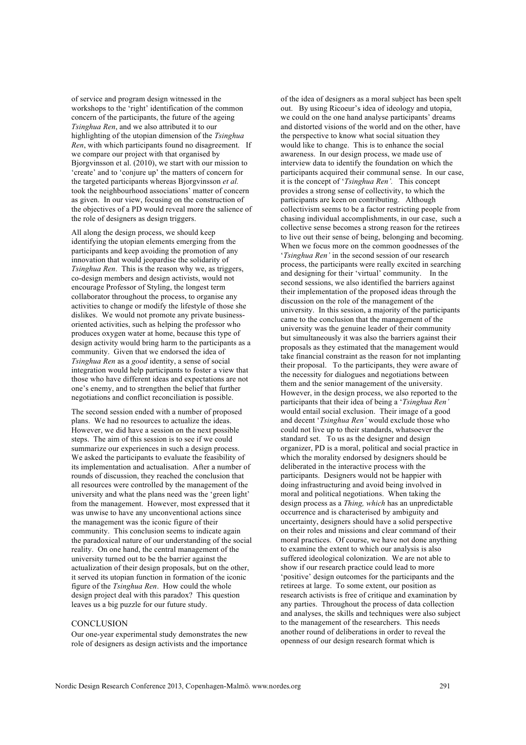of service and program design witnessed in the workshops to the 'right' identification of the common concern of the participants, the future of the ageing *Tsinghua Ren*, and we also attributed it to our highlighting of the utopian dimension of the *Tsinghua Ren*, with which participants found no disagreement. If we compare our project with that organised by Bjorgvinsson et al. (2010), we start with our mission to 'create' and to 'conjure up' the matters of concern for the targeted participants whereas Bjorgvinsson *et al.* took the neighbourhood associations' matter of concern as given. In our view, focusing on the construction of the objectives of a PD would reveal more the salience of the role of designers as design triggers.

All along the design process, we should keep identifying the utopian elements emerging from the participants and keep avoiding the promotion of any innovation that would jeopardise the solidarity of *Tsinghua Ren*. This is the reason why we, as triggers, co-design members and design activists, would not encourage Professor of Styling, the longest term collaborator throughout the process, to organise any activities to change or modify the lifestyle of those she dislikes. We would not promote any private business-oriented activities, such as helping the professor who produces oxygen water at home, because this type of design activity would bring harm to the participants as a community. Given that we endorsed the idea of *Tsinghua Ren* as a *good* identity, a sense of social integration would help participants to foster a view that those who have different ideas and expectations are not one's enemy, and to strengthen the belief that further negotiations and conflict reconciliation is possible.

The second session ended with a number of proposed plans. We had no resources to actualize the ideas. However, we did have a session on the next possible steps. The aim of this session is to see if we could summarize our experiences in such a design process. We asked the participants to evaluate the feasibility of its implementation and actualisation. After a number of rounds of discussion, they reached the conclusion that all resources were controlled by the management of the university and what the plans need was the 'green light' from the management. However, most expressed that it was unwise to have any unconventional actions since the management was the iconic figure of their community. This conclusion seems to indicate again the paradoxical nature of our understanding of the social reality. On one hand, the central management of the university turned out to be the barrier against the actualization of their design proposals, but on the other, it served its utopian function in formation of the iconic figure of the *Tsinghua Ren*. How could the whole design project deal with this paradox? This question leaves us a big puzzle for our future study.

## CONCLUSION

Our one-year experimental study demonstrates the new role of designers as design activists and the importance of the idea of designers as a moral subject has been spelt out. By using Ricoeur's idea of ideology and utopia, we could on the one hand analyse participants' dreams and distorted visions of the world and on the other, have the perspective to know what social situation they would like to change. This is to enhance the social awareness. In our design process, we made use of interview data to identify the foundation on which the participants acquired their communal sense. In our case, it is the concept of '*Tsinghua Ren'*. This concept provides a strong sense of collectivity, to which the participants are keen on contributing. Although collectivism seems to be a factor restricting people from chasing individual accomplishments, in our case, such a collective sense becomes a strong reason for the retirees to live out their sense of being, belonging and becoming. When we focus more on the common goodnesses of the '*Tsinghua Ren'* in the second session of our research process, the participants were really excited in searching and designing for their 'virtual' community. In the second sessions, we also identified the barriers against their implementation of the proposed ideas through the discussion on the role of the management of the university. In this session, a majority of the participants came to the conclusion that the management of the university was the genuine leader of their community but simultaneously it was also the barriers against their proposals as they estimated that the management would take financial constraint as the reason for not implanting their proposal. To the participants, they were aware of the necessity for dialogues and negotiations between them and the senior management of the university. However, in the design process, we also reported to the participants that their idea of being a '*Tsinghua Ren'* would entail social exclusion. Their image of a good and decent '*Tsinghua Ren'* would exclude those who could not live up to their standards, whatsoever the standard set. To us as the designer and design organizer, PD is a moral, political and social practice in which the morality endorsed by designers should be deliberated in the interactive process with the participants. Designers would not be happier with doing infrastructuring and avoid being involved in moral and political negotiations. When taking the design process as a *Thing, which* has an unpredictable occurrence and is characterised by ambiguity and uncertainty, designers should have a solid perspective on their roles and missions and clear command of their moral practices. Of course, we have not done anything to examine the extent to which our analysis is also suffered ideological colonization. We are not able to show if our research practice could lead to more 'positive' design outcomes for the participants and the retirees at large. To some extent, our position as research activists is free of critique and examination by any parties. Throughout the process of data collection and analyses, the skills and techniques were also subject to the management of the researchers. This needs another round of deliberations in order to reveal the openness of our design research format which is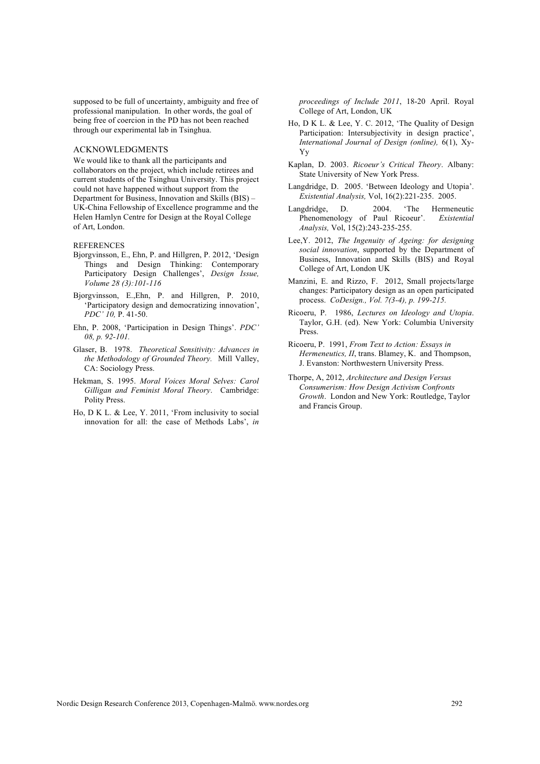supposed to be full of uncertainty, ambiguity and free of professional manipulation. In other words, the goal of being free of coercion in the PD has not been reached through our experimental lab in Tsinghua.

## ACKNOWLEDGMENTS

We would like to thank all the participants and collaborators on the project, which include retirees and current students of the Tsinghua University. This project could not have happened without support from the Department for Business, Innovation and Skills (BIS) – UK-China Fellowship of Excellence programme and the Helen Hamlyn Centre for Design at the Royal College of Art, London.

## REFERENCES

Bjorgvinsson, E., Ehn, P. and Hillgren, P. 2012, 'Design Things and Design Thinking: Contemporary Participatory Design Challenges', *Design Issue, Volume 28 (3):101-116*

Bjorgvinsson, E.,Ehn, P. and Hillgren, P. 2010, 'Participatory design and democratizing innovation', *PDC' 10,* P. 41-50.

Ehn, P. 2008, 'Participation in Design Things'. *PDC' 08, p. 92-101.*

Glaser, B. 1978. *Theoretical Sensitivity: Advances in the Methodology of Grounded Theory.* Mill Valley, CA: Sociology Press.

Hekman, S. 1995. *Moral Voices Moral Selves: Carol Gilligan and Feminist Moral Theory*. Cambridge: Polity Press.

Ho, D K L. & Lee, Y. 2011, 'From inclusivity to social innovation for all: the case of Methods Labs', *in proceedings of Include 2011*, 18-20 April. Royal College of Art, London, UK

Ho, D K L. & Lee, Y. C. 2012, 'The Quality of Design Participation: Intersubjectivity in design practice', *International Journal of Design (online),* 6(1), Xy-Yy

Kaplan, D. 2003. *Ricoeur's Critical Theory*. Albany: State University of New York Press.

Langdridge, D. 2005. 'Between Ideology and Utopia'. *Existential Analysis,* Vol, 16(2):221-235. 2005.

Langdridge, D. 2004. 'The Hermeneutic Phenomenology of Paul Ricoeur'. *Existential Analysis,* Vol, 15(2):243-235-255.

Lee,Y. 2012, *The Ingenuity of Ageing: for designing social innovation*, supported by the Department of Business, Innovation and Skills (BIS) and Royal College of Art, London UK

Manzini, E. and Rizzo, F. 2012, Small projects/large changes: Participatory design as an open participated process. *CoDesign., Vol. 7(3-4), p. 199-215.*

Ricoeru, P. 1986, *Lectures on Ideology and Utopia*. Taylor, G.H. (ed). New York: Columbia University Press.

Ricoeru, P. 1991, *From Text to Action: Essays in Hermeneutics, II*, trans. Blamey, K. and Thompson, J. Evanston: Northwestern University Press.

Thorpe, A, 2012, *Architecture and Design Versus Consumerism: How Design Activism Confronts Growth*. London and New York: Routledge, Taylor and Francis Group.